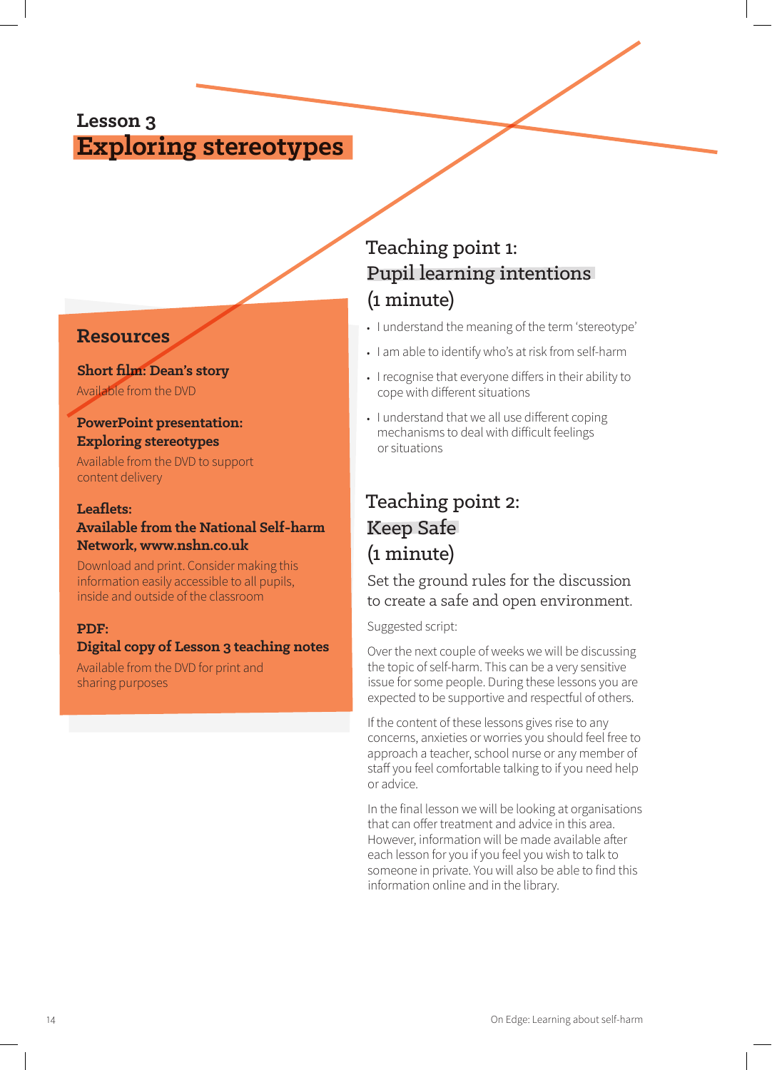# Lesson 3
# Exploring stereotypes

## Resources

**Short film: Dean's story**
Available from the DVD

**PowerPoint presentation: Exploring stereotypes**
Available from the DVD to support content delivery

**Leaflets: Available from the National Self-harm Network, www.nshn.co.uk**
Download and print. Consider making this information easily accessible to all pupils, inside and outside of the classroom

**PDF: Digital copy of Lesson 3 teaching notes**
Available from the DVD for print and sharing purposes

## Teaching point 1: Pupil learning intentions (1 minute)

- I understand the meaning of the term 'stereotype'
- I am able to identify who's at risk from self-harm
- I recognise that everyone differs in their ability to cope with different situations
- I understand that we all use different coping mechanisms to deal with difficult feelings or situations

## Teaching point 2: Keep Safe (1 minute)

Set the ground rules for the discussion to create a safe and open environment.

Suggested script:

Over the next couple of weeks we will be discussing the topic of self-harm. This can be a very sensitive issue for some people. During these lessons you are expected to be supportive and respectful of others.

If the content of these lessons gives rise to any concerns, anxieties or worries you should feel free to approach a teacher, school nurse or any member of staff you feel comfortable talking to if you need help or advice.

In the final lesson we will be looking at organisations that can offer treatment and advice in this area. However, information will be made available after each lesson for you if you feel you wish to talk to someone in private. You will also be able to find this information online and in the library.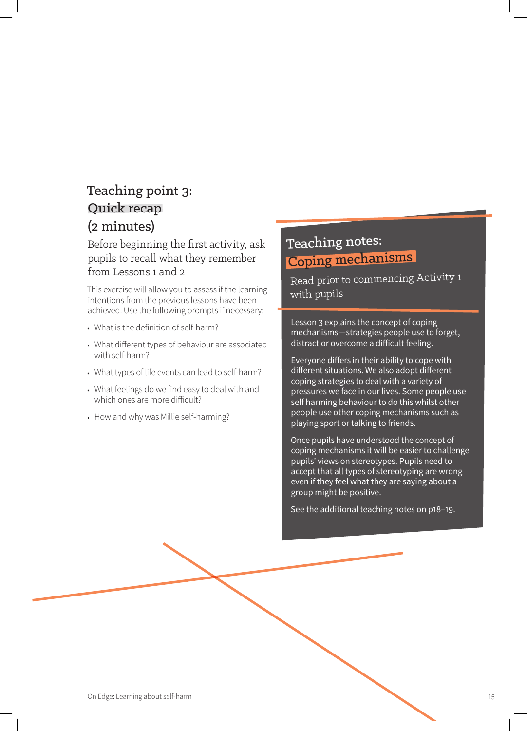## Teaching point 3: Quick recap (2 minutes)

Before beginning the first activity, ask pupils to recall what they remember from Lessons 1 and 2

This exercise will allow you to assess if the learning intentions from the previous lessons have been achieved. Use the following prompts if necessary:

- What is the definition of self-harm?
- What different types of behaviour are associated with self-harm?
- What types of life events can lead to self-harm?
- What feelings do we find easy to deal with and which ones are more difficult?
- How and why was Millie self-harming?

## Teaching notes: Coping mechanisms

Read prior to commencing Activity 1 with pupils

Lesson 3 explains the concept of coping mechanisms—strategies people use to forget, distract or overcome a difficult feeling.

Everyone differs in their ability to cope with different situations. We also adopt different coping strategies to deal with a variety of pressures we face in our lives. Some people use self harming behaviour to do this whilst other people use other coping mechanisms such as playing sport or talking to friends.

Once pupils have understood the concept of coping mechanisms it will be easier to challenge pupils' views on stereotypes. Pupils need to accept that all types of stereotyping are wrong even if they feel what they are saying about a group might be positive.

See the additional teaching notes on p18–19.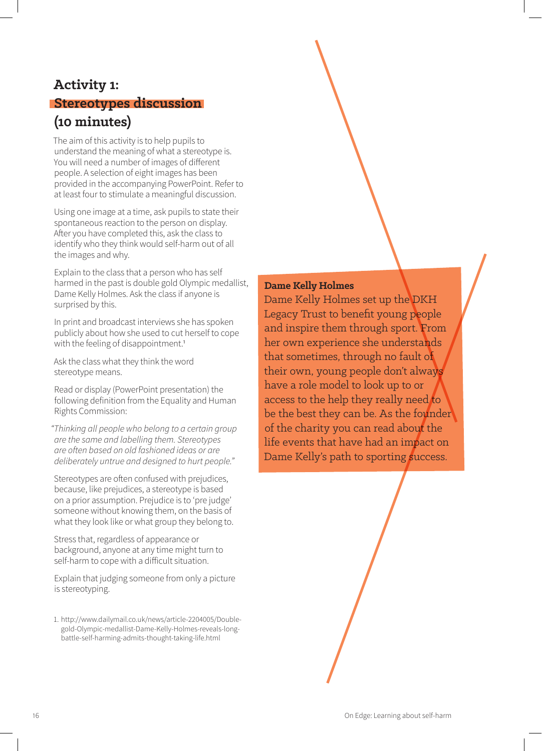## Activity 1: Stereotypes discussion (10 minutes)

The aim of this activity is to help pupils to understand the meaning of what a stereotype is. You will need a number of images of different people. A selection of eight images has been provided in the accompanying PowerPoint. Refer to at least four to stimulate a meaningful discussion.

Using one image at a time, ask pupils to state their spontaneous reaction to the person on display. After you have completed this, ask the class to identify who they think would self-harm out of all the images and why.

Explain to the class that a person who has self harmed in the past is double gold Olympic medallist, Dame Kelly Holmes. Ask the class if anyone is surprised by this.

In print and broadcast interviews she has spoken publicly about how she used to cut herself to cope with the feeling of disappointment.[1]

Ask the class what they think the word stereotype means.

Read or display (PowerPoint presentation) the following definition from the Equality and Human Rights Commission:

*"Thinking all people who belong to a certain group are the same and labelling them. Stereotypes are often based on old fashioned ideas or are deliberately untrue and designed to hurt people."*

Stereotypes are often confused with prejudices, because, like prejudices, a stereotype is based on a prior assumption. Prejudice is to 'pre judge' someone without knowing them, on the basis of what they look like or what group they belong to.

Stress that, regardless of appearance or background, anyone at any time might turn to self-harm to cope with a difficult situation.

Explain that judging someone from only a picture is stereotyping.

1. http://www.dailymail.co.uk/news/article-2204005/Double-gold-Olympic-medallist-Dame-Kelly-Holmes-reveals-long-battle-self-harming-admits-thought-taking-life.html

**Dame Kelly Holmes**

Dame Kelly Holmes set up the DKH Legacy Trust to benefit young people and inspire them through sport. From her own experience she understands that sometimes, through no fault of their own, young people don't always have a role model to look up to or access to the help they really need to be the best they can be. As the founder of the charity you can read about the life events that have had an impact on Dame Kelly's path to sporting success.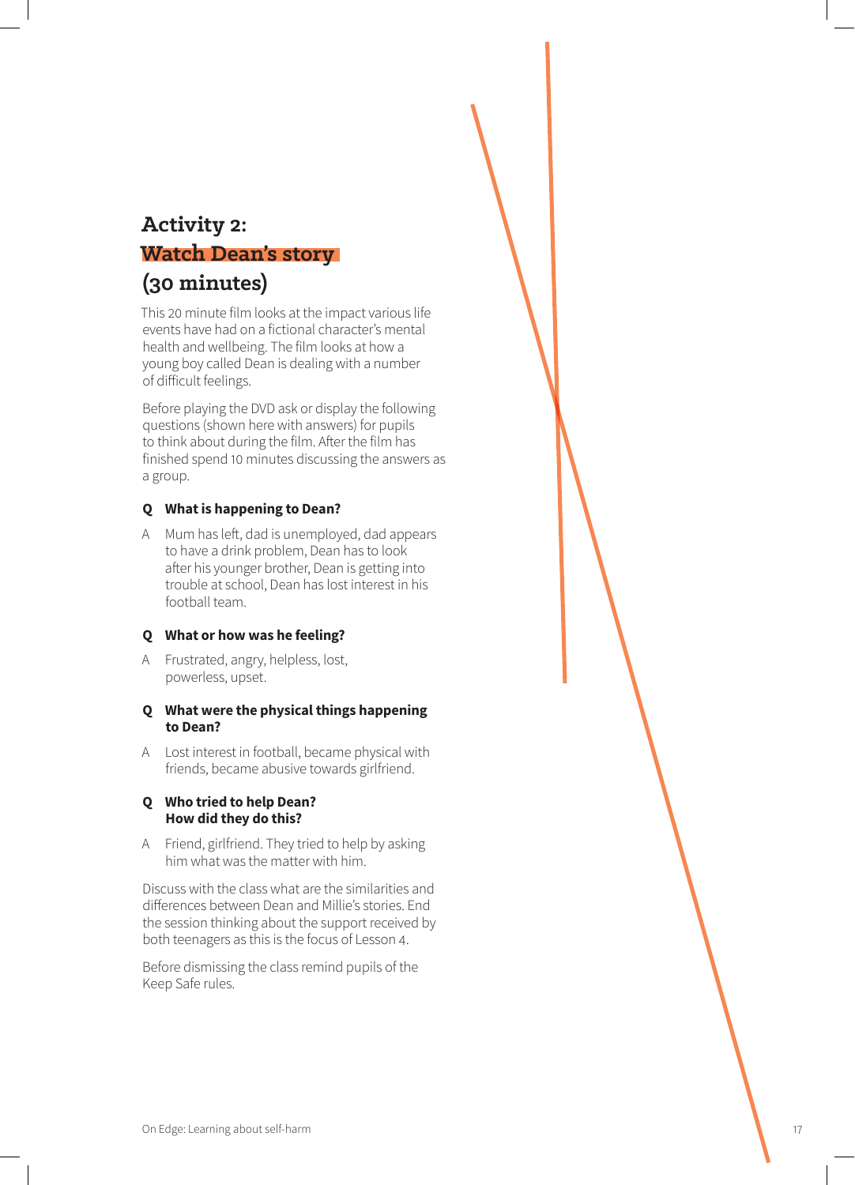## Activity 2: Watch Dean's story (30 minutes)

This 20 minute film looks at the impact various life events have had on a fictional character's mental health and wellbeing. The film looks at how a young boy called Dean is dealing with a number of difficult feelings.

Before playing the DVD ask or display the following questions (shown here with answers) for pupils to think about during the film. After the film has finished spend 10 minutes discussing the answers as a group.

**Q What is happening to Dean?**

A Mum has left, dad is unemployed, dad appears to have a drink problem, Dean has to look after his younger brother, Dean is getting into trouble at school, Dean has lost interest in his football team.

**Q What or how was he feeling?**

A Frustrated, angry, helpless, lost, powerless, upset.

**Q What were the physical things happening to Dean?**

A Lost interest in football, became physical with friends, became abusive towards girlfriend.

**Q Who tried to help Dean? How did they do this?**

A Friend, girlfriend. They tried to help by asking him what was the matter with him.

Discuss with the class what are the similarities and differences between Dean and Millie's stories. End the session thinking about the support received by both teenagers as this is the focus of Lesson 4.

Before dismissing the class remind pupils of the Keep Safe rules.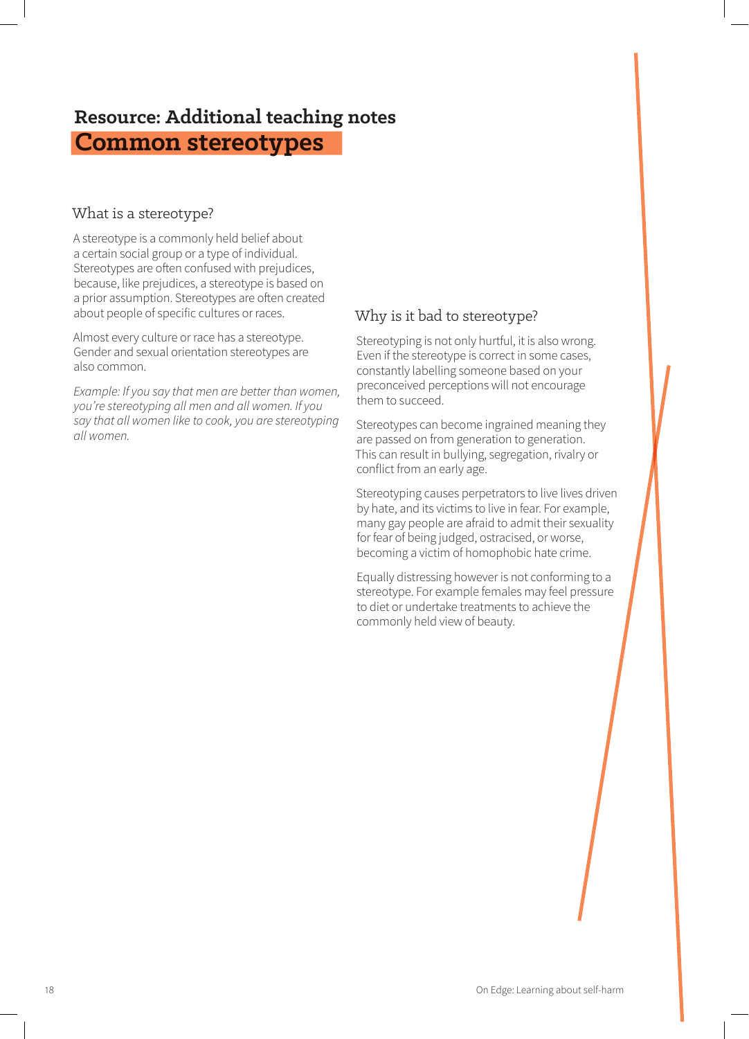## Resource: Additional teaching notes

# Common stereotypes

### What is a stereotype?

A stereotype is a commonly held belief about a certain social group or a type of individual. Stereotypes are often confused with prejudices, because, like prejudices, a stereotype is based on a prior assumption. Stereotypes are often created about people of specific cultures or races.

Almost every culture or race has a stereotype. Gender and sexual orientation stereotypes are also common.

*Example: If you say that men are better than women, you're stereotyping all men and all women. If you say that all women like to cook, you are stereotyping all women.*

### Why is it bad to stereotype?

Stereotyping is not only hurtful, it is also wrong. Even if the stereotype is correct in some cases, constantly labelling someone based on your preconceived perceptions will not encourage them to succeed.

Stereotypes can become ingrained meaning they are passed on from generation to generation. This can result in bullying, segregation, rivalry or conflict from an early age.

Stereotyping causes perpetrators to live lives driven by hate, and its victims to live in fear. For example, many gay people are afraid to admit their sexuality for fear of being judged, ostracised, or worse, becoming a victim of homophobic hate crime.

Equally distressing however is not conforming to a stereotype. For example females may feel pressure to diet or undertake treatments to achieve the commonly held view of beauty.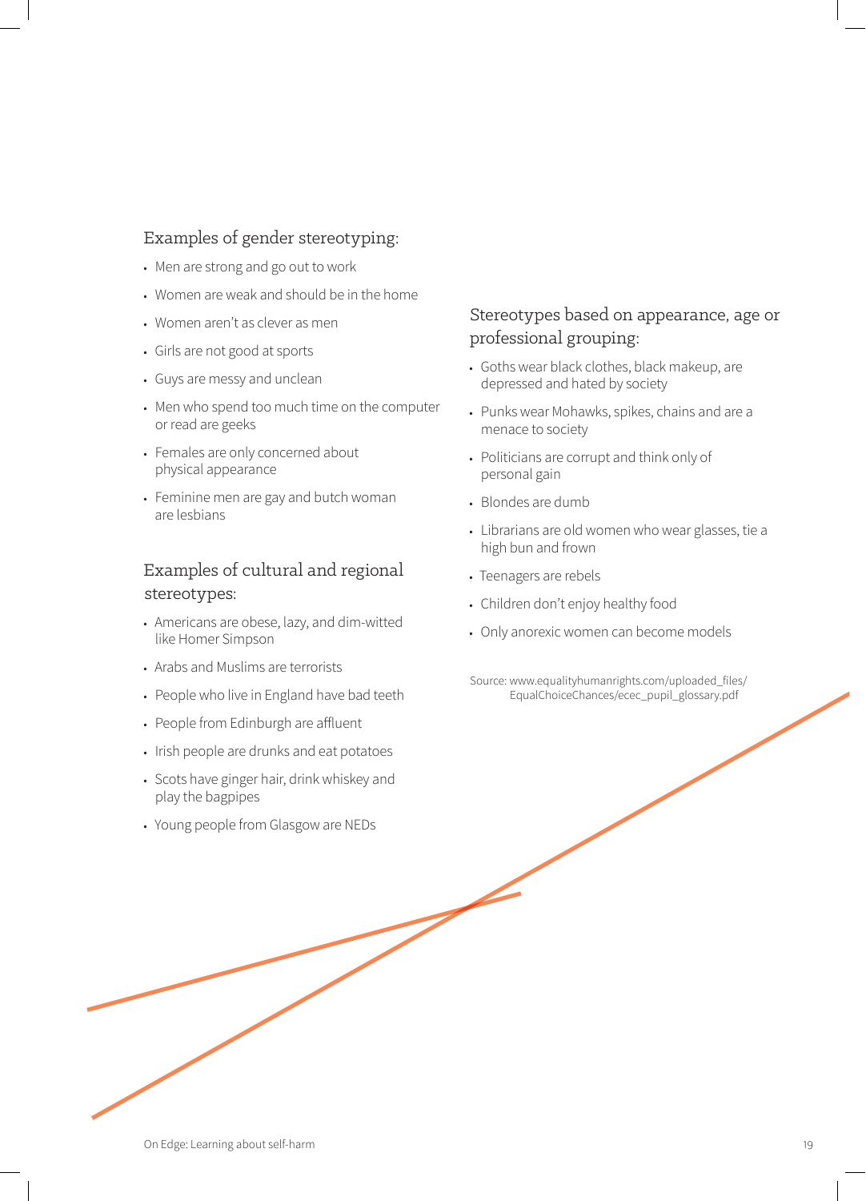### Examples of gender stereotyping:

- Men are strong and go out to work
- Women are weak and should be in the home
- Women aren't as clever as men
- Girls are not good at sports
- Guys are messy and unclean
- Men who spend too much time on the computer or read are geeks
- Females are only concerned about physical appearance
- Feminine men are gay and butch woman are lesbians

### Examples of cultural and regional stereotypes:

- Americans are obese, lazy, and dim-witted like Homer Simpson
- Arabs and Muslims are terrorists
- People who live in England have bad teeth
- People from Edinburgh are affluent
- Irish people are drunks and eat potatoes
- Scots have ginger hair, drink whiskey and play the bagpipes
- Young people from Glasgow are NEDs

### Stereotypes based on appearance, age or professional grouping:

- Goths wear black clothes, black makeup, are depressed and hated by society
- Punks wear Mohawks, spikes, chains and are a menace to society
- Politicians are corrupt and think only of personal gain
- Blondes are dumb
- Librarians are old women who wear glasses, tie a high bun and frown
- Teenagers are rebels
- Children don't enjoy healthy food
- Only anorexic women can become models

Source: www.equalityhumanrights.com/uploaded_files/EqualChoiceChances/ecec_pupil_glossary.pdf